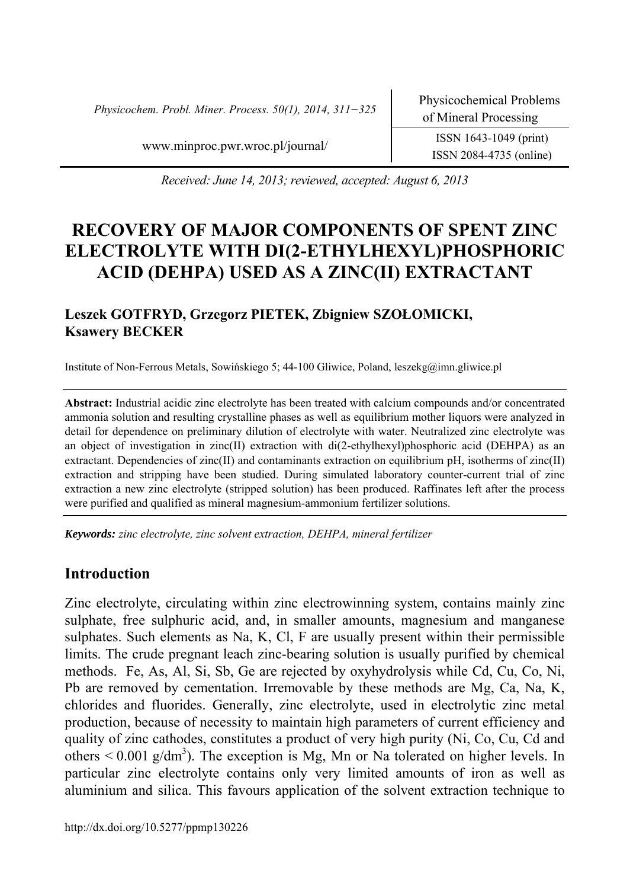Received: June 14, 2013; reviewed, accepted: August 6, 2013

# RECOVERY OF MAJOR COMPONENTS OF SPENT ZINC ELECTROLYTE WITH DI(2-ETHYLHEXYL)PHOSPHORIC ACID (DEHPA) USED AS A ZINC(II) EXTRACTANT

**Leszek GOTFRYD, Grzegorz PIETEK, Zbigniew SZOŁOMICKI, Ksawery BECKER**

Institute of Non-Ferrous Metals, Sowińskiego 5; 44-100 Gliwice, Poland, leszekg@imn.gliwice.pl

**Abstract:** Industrial acidic zinc electrolyte has been treated with calcium compounds and/or concentrated ammonia solution and resulting crystalline phases as well as equilibrium mother liquors were analyzed in detail for dependence on preliminary dilution of electrolyte with water. Neutralized zinc electrolyte was an object of investigation in zinc(II) extraction with di(2-ethylhexyl)phosphoric acid (DEHPA) as an extractant. Dependencies of zinc(II) and contaminants extraction on equilibrium pH, isotherms of zinc(II) extraction and stripping have been studied. During simulated laboratory counter-current trial of zinc extraction a new zinc electrolyte (stripped solution) has been produced. Raffinates left after the process were purified and qualified as mineral magnesium-ammonium fertilizer solutions.

***Keywords:*** *zinc electrolyte, zinc solvent extraction, DEHPA, mineral fertilizer*

## Introduction

Zinc electrolyte, circulating within zinc electrowinning system, contains mainly zinc sulphate, free sulphuric acid, and, in smaller amounts, magnesium and manganese sulphates. Such elements as Na, K, Cl, F are usually present within their permissible limits. The crude pregnant leach zinc-bearing solution is usually purified by chemical methods. Fe, As, Al, Si, Sb, Ge are rejected by oxyhydrolysis while Cd, Cu, Co, Ni, Pb are removed by cementation. Irremovable by these methods are Mg, Ca, Na, K, chlorides and fluorides. Generally, zinc electrolyte, used in electrolytic zinc metal production, because of necessity to maintain high parameters of current efficiency and quality of zinc cathodes, constitutes a product of very high purity (Ni, Co, Cu, Cd and others < 0.001 $g/dm^3$). The exception is Mg, Mn or Na tolerated on higher levels. In particular zinc electrolyte contains only very limited amounts of iron as well as aluminium and silica. This favours application of the solvent extraction technique to

http://dx.doi.org/10.5277/ppmp130226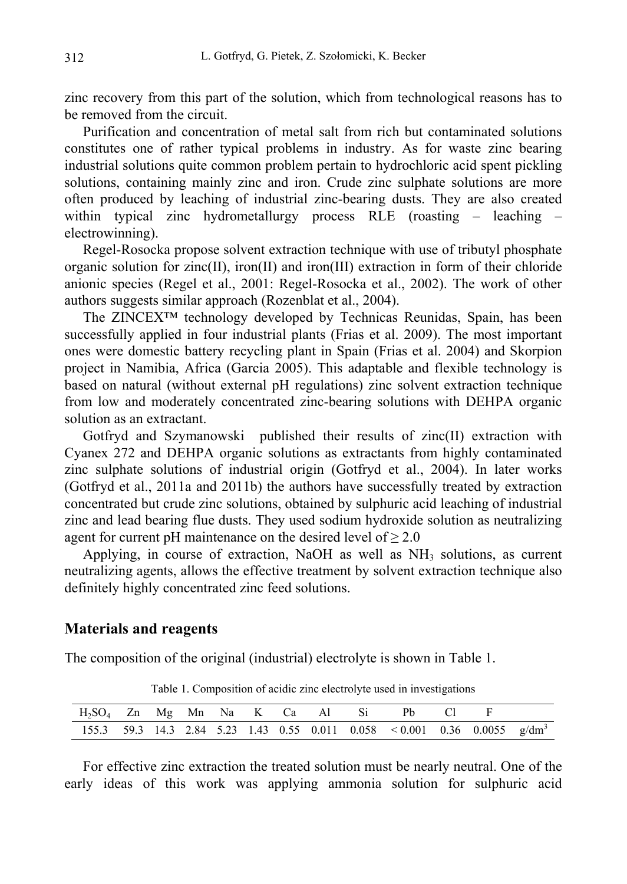zinc recovery from this part of the solution, which from technological reasons has to be removed from the circuit.

Purification and concentration of metal salt from rich but contaminated solutions constitutes one of rather typical problems in industry. As for waste zinc bearing industrial solutions quite common problem pertain to hydrochloric acid spent pickling solutions, containing mainly zinc and iron. Crude zinc sulphate solutions are more often produced by leaching of industrial zinc-bearing dusts. They are also created within typical zinc hydrometallurgy process RLE (roasting – leaching – electrowinning).

Regel-Rosocka propose solvent extraction technique with use of tributyl phosphate organic solution for zinc(II), iron(II) and iron(III) extraction in form of their chloride anionic species (Regel et al., 2001: Regel-Rosocka et al., 2002). The work of other authors suggests similar approach (Rozenblat et al., 2004).

The ZINCEX™ technology developed by Technicas Reunidas, Spain, has been successfully applied in four industrial plants (Frias et al. 2009). The most important ones were domestic battery recycling plant in Spain (Frias et al. 2004) and Skorpion project in Namibia, Africa (Garcia 2005). This adaptable and flexible technology is based on natural (without external pH regulations) zinc solvent extraction technique from low and moderately concentrated zinc-bearing solutions with DEHPA organic solution as an extractant.

Gotfryd and Szymanowski published their results of zinc(II) extraction with Cyanex 272 and DEHPA organic solutions as extractants from highly contaminated zinc sulphate solutions of industrial origin (Gotfryd et al., 2004). In later works (Gotfryd et al., 2011a and 2011b) the authors have successfully treated by extraction concentrated but crude zinc solutions, obtained by sulphuric acid leaching of industrial zinc and lead bearing flue dusts. They used sodium hydroxide solution as neutralizing agent for current pH maintenance on the desired level of ≥ 2.0

Applying, in course of extraction, NaOH as well as $NH_3$ solutions, as current neutralizing agents, allows the effective treatment by solvent extraction technique also definitely highly concentrated zinc feed solutions.

## Materials and reagents

The composition of the original (industrial) electrolyte is shown in Table 1.

Table 1. Composition of acidic zinc electrolyte used in investigations

| $H_2SO_4$ | Zn | Mg | Mn | Na | K | Ca | Al | Si | Pb | Cl | F | |
|---|---|---|---|---|---|---|---|---|---|---|---|---|
| 155.3 | 59.3 | 14.3 | 2.84 | 5.23 | 1.43 | 0.55 | 0.011 | 0.058 | < 0.001 | 0.36 | 0.0055 | g/dm$^3$ |

For effective zinc extraction the treated solution must be nearly neutral. One of the early ideas of this work was applying ammonia solution for sulphuric acid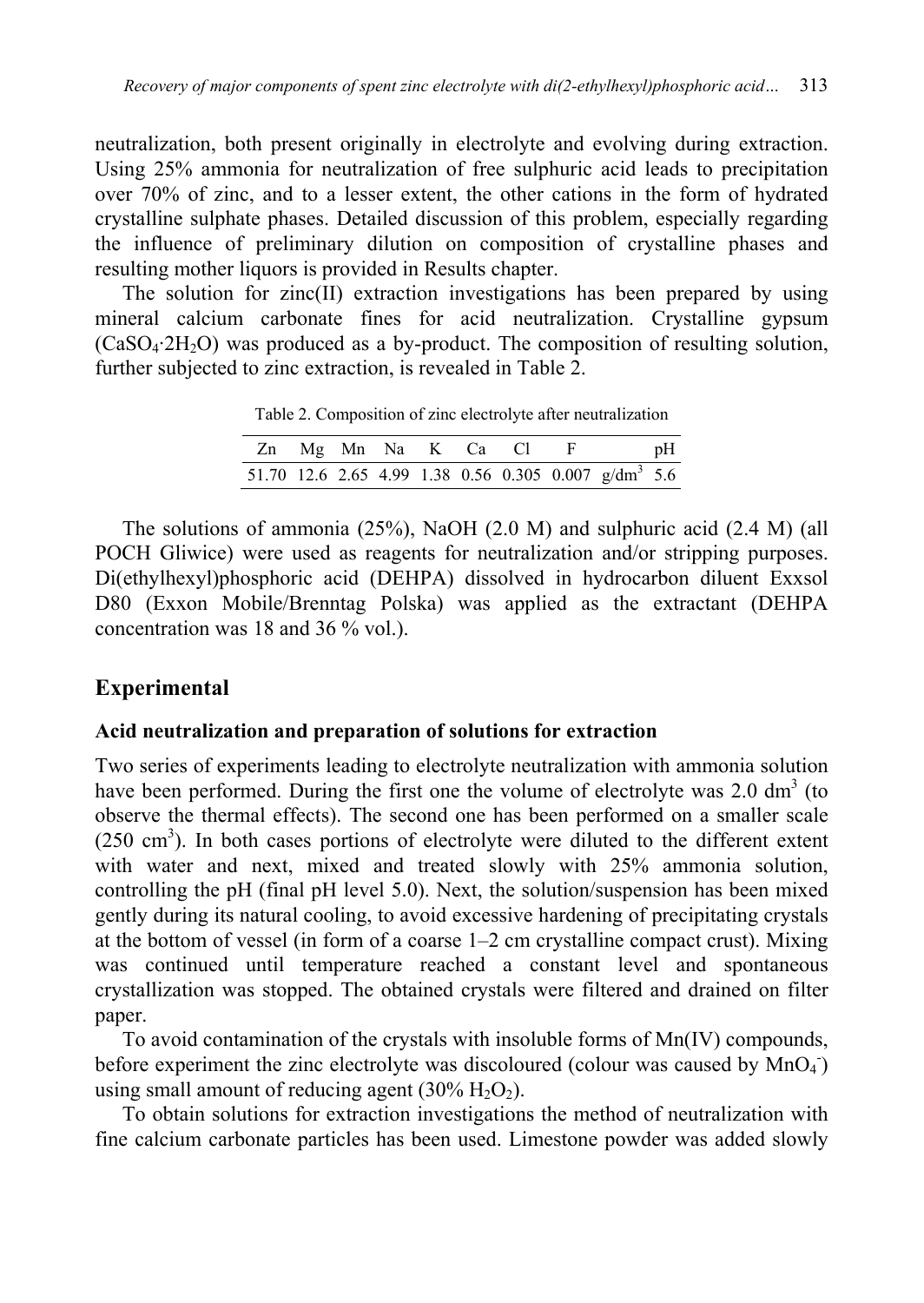neutralization, both present originally in electrolyte and evolving during extraction. Using 25% ammonia for neutralization of free sulphuric acid leads to precipitation over 70% of zinc, and to a lesser extent, the other cations in the form of hydrated crystalline sulphate phases. Detailed discussion of this problem, especially regarding the influence of preliminary dilution on composition of crystalline phases and resulting mother liquors is provided in Results chapter.

The solution for zinc(II) extraction investigations has been prepared by using mineral calcium carbonate fines for acid neutralization. Crystalline gypsum ($CaSO_4 \cdot 2H_2O$) was produced as a by-product. The composition of resulting solution, further subjected to zinc extraction, is revealed in Table 2.

Table 2. Composition of zinc electrolyte after neutralization

| Zn | Mg | Mn | Na | K | Ca | Cl | F | | pH |
|---|---|---|---|---|---|---|---|---|---|
| 51.70 | 12.6 | 2.65 | 4.99 | 1.38 | 0.56 | 0.305 | 0.007 | g/dm$^3$ | 5.6 |

The solutions of ammonia (25%), NaOH (2.0 M) and sulphuric acid (2.4 M) (all POCH Gliwice) were used as reagents for neutralization and/or stripping purposes. Di(ethylhexyl)phosphoric acid (DEHPA) dissolved in hydrocarbon diluent Exxsol D80 (Exxon Mobile/Brenntag Polska) was applied as the extractant (DEHPA concentration was 18 and 36 % vol.).

## Experimental

### Acid neutralization and preparation of solutions for extraction

Two series of experiments leading to electrolyte neutralization with ammonia solution have been performed. During the first one the volume of electrolyte was 2.0 dm$^3$ (to observe the thermal effects). The second one has been performed on a smaller scale (250 cm$^3$). In both cases portions of electrolyte were diluted to the different extent with water and next, mixed and treated slowly with 25% ammonia solution, controlling the pH (final pH level 5.0). Next, the solution/suspension has been mixed gently during its natural cooling, to avoid excessive hardening of precipitating crystals at the bottom of vessel (in form of a coarse 1–2 cm crystalline compact crust). Mixing was continued until temperature reached a constant level and spontaneous crystallization was stopped. The obtained crystals were filtered and drained on filter paper.

To avoid contamination of the crystals with insoluble forms of Mn(IV) compounds, before experiment the zinc electrolyte was discoloured (colour was caused by $MnO_4^-$) using small amount of reducing agent (30% $H_2O_2$).

To obtain solutions for extraction investigations the method of neutralization with fine calcium carbonate particles has been used. Limestone powder was added slowly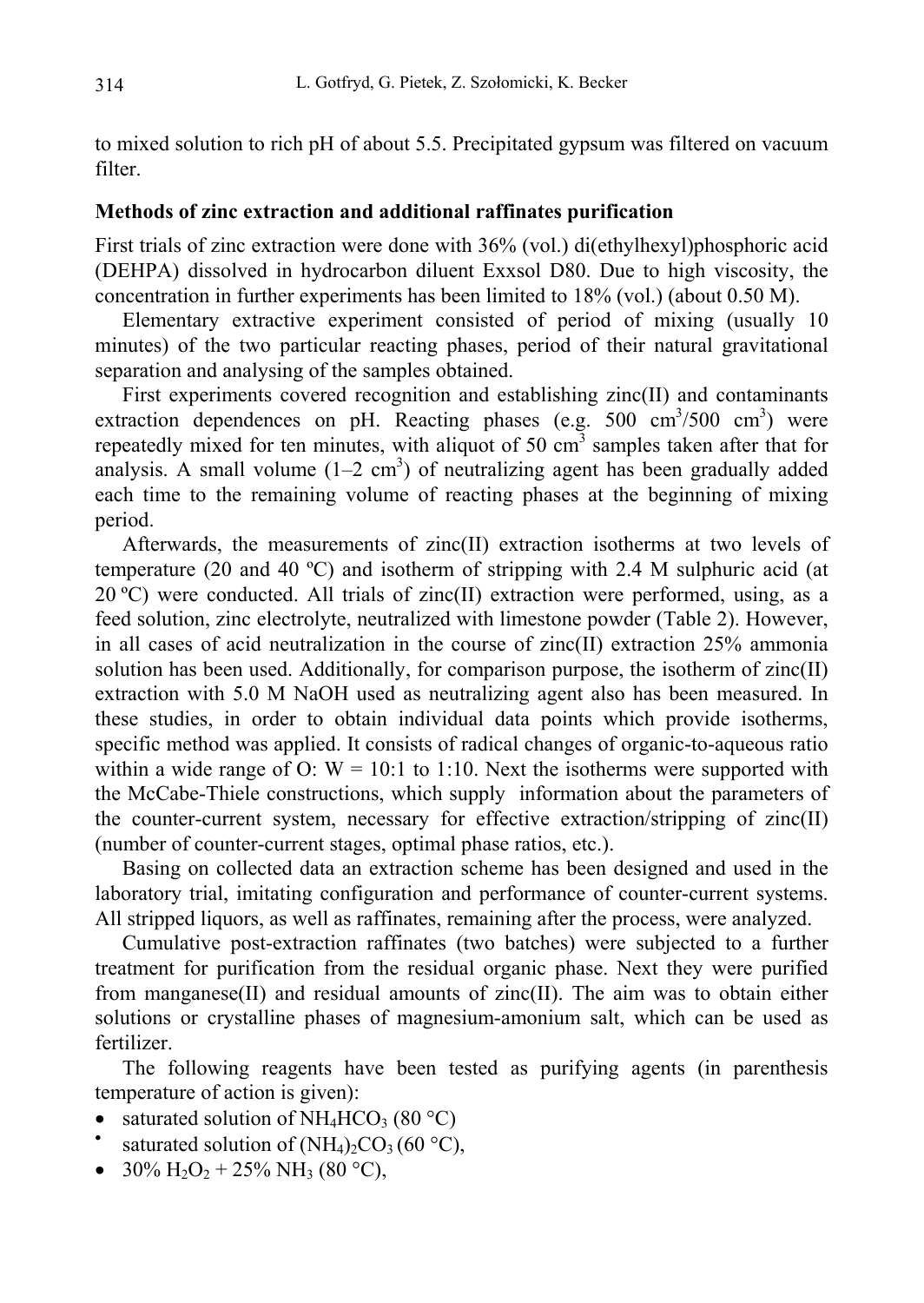to mixed solution to rich pH of about 5.5. Precipitated gypsum was filtered on vacuum filter.

### Methods of zinc extraction and additional raffinates purification

First trials of zinc extraction were done with 36% (vol.) di(ethylhexyl)phosphoric acid (DEHPA) dissolved in hydrocarbon diluent Exxsol D80. Due to high viscosity, the concentration in further experiments has been limited to 18% (vol.) (about 0.50 M).

Elementary extractive experiment consisted of period of mixing (usually 10 minutes) of the two particular reacting phases, period of their natural gravitational separation and analysing of the samples obtained.

First experiments covered recognition and establishing zinc(II) and contaminants extraction dependences on pH. Reacting phases (e.g. 500 $cm^3$/500 $cm^3$) were repeatedly mixed for ten minutes, with aliquot of 50 $cm^3$ samples taken after that for analysis. A small volume (1–2 $cm^3$) of neutralizing agent has been gradually added each time to the remaining volume of reacting phases at the beginning of mixing period.

Afterwards, the measurements of zinc(II) extraction isotherms at two levels of temperature (20 and 40 ºC) and isotherm of stripping with 2.4 M sulphuric acid (at 20 ºC) were conducted. All trials of zinc(II) extraction were performed, using, as a feed solution, zinc electrolyte, neutralized with limestone powder (Table 2). However, in all cases of acid neutralization in the course of zinc(II) extraction 25% ammonia solution has been used. Additionally, for comparison purpose, the isotherm of zinc(II) extraction with 5.0 M NaOH used as neutralizing agent also has been measured. In these studies, in order to obtain individual data points which provide isotherms, specific method was applied. It consists of radical changes of organic-to-aqueous ratio within a wide range of O: W = 10:1 to 1:10. Next the isotherms were supported with the McCabe-Thiele constructions, which supply information about the parameters of the counter-current system, necessary for effective extraction/stripping of zinc(II) (number of counter-current stages, optimal phase ratios, etc.).

Basing on collected data an extraction scheme has been designed and used in the laboratory trial, imitating configuration and performance of counter-current systems. All stripped liquors, as well as raffinates, remaining after the process, were analyzed.

Cumulative post-extraction raffinates (two batches) were subjected to a further treatment for purification from the residual organic phase. Next they were purified from manganese(II) and residual amounts of zinc(II). The aim was to obtain either solutions or crystalline phases of magnesium-amonium salt, which can be used as fertilizer.

The following reagents have been tested as purifying agents (in parenthesis temperature of action is given):

- saturated solution of $NH_4HCO_3$ (80 °C)
- saturated solution of $(NH_4)_2CO_3$ (60 °C),
- 30% $H_2O_2$ + 25% $NH_3$ (80 °C),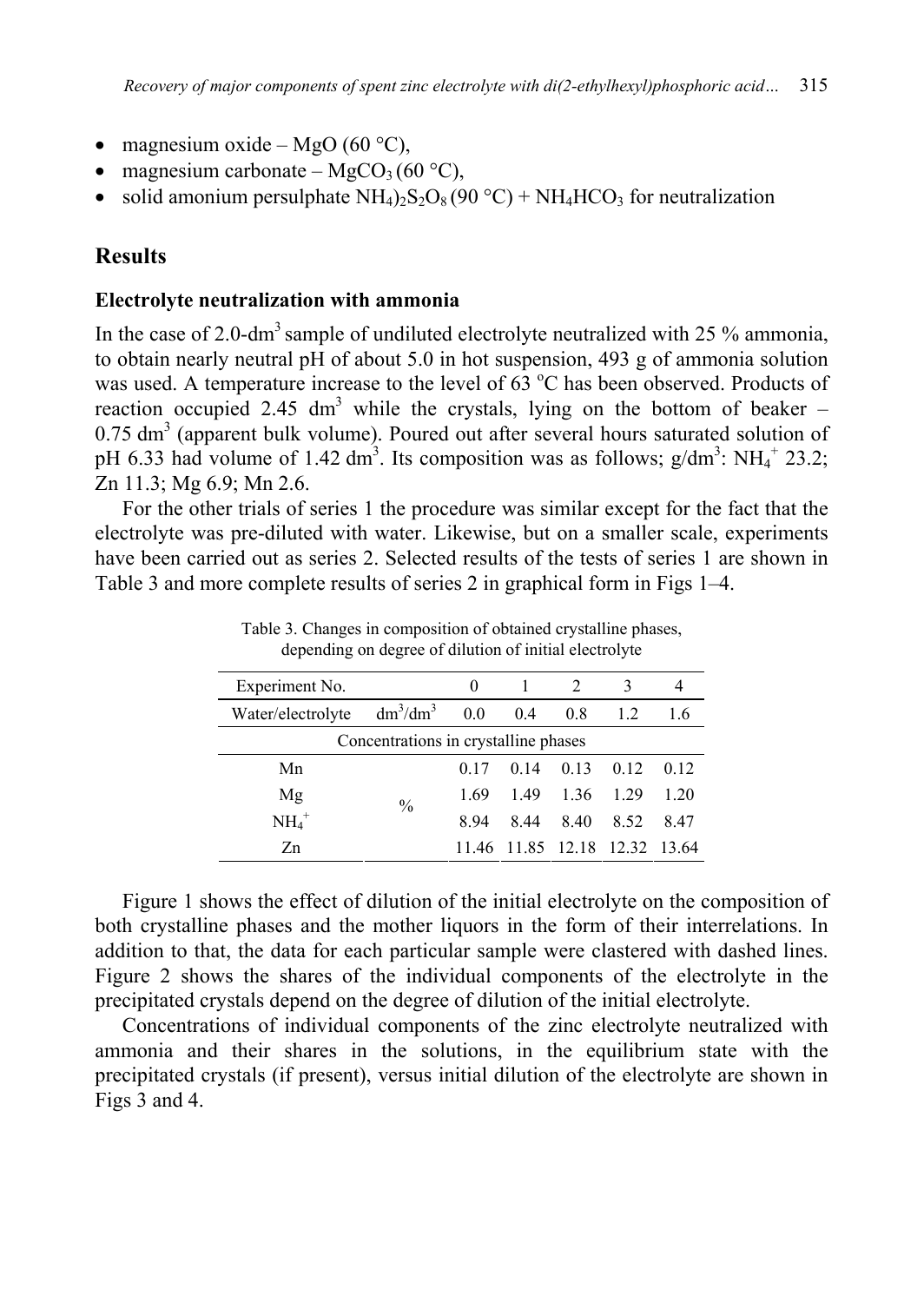- magnesium oxide – MgO (60 °C),
- magnesium carbonate – $MgCO_3$ (60 °C),
- solid amonium persulphate $NH_4)_2S_2O_8$ (90 °C) + $NH_4HCO_3$ for neutralization

## Results

### Electrolyte neutralization with ammonia

In the case of 2.0-$dm^3$ sample of undiluted electrolyte neutralized with 25 % ammonia, to obtain nearly neutral pH of about 5.0 in hot suspension, 493 g of ammonia solution was used. A temperature increase to the level of 63 $^oC$ has been observed. Products of reaction occupied 2.45 $dm^3$ while the crystals, lying on the bottom of beaker – 0.75 $dm^3$ (apparent bulk volume). Poured out after several hours saturated solution of pH 6.33 had volume of 1.42 $dm^3$. Its composition was as follows; g/$dm^3$: $NH_4^+$ 23.2; Zn 11.3; Mg 6.9; Mn 2.6.

For the other trials of series 1 the procedure was similar except for the fact that the electrolyte was pre-diluted with water. Likewise, but on a smaller scale, experiments have been carried out as series 2. Selected results of the tests of series 1 are shown in Table 3 and more complete results of series 2 in graphical form in Figs 1–4.

Table 3. Changes in composition of obtained crystalline phases, depending on degree of dilution of initial electrolyte

| Experiment No. | | 0 | 1 | 2 | 3 | 4 |
|---|---|---|---|---|---|---|
| Water/electrolyte | $dm^3/dm^3$ | 0.0 | 0.4 | 0.8 | 1.2 | 1.6 |
| Concentrations in crystalline phases | | | | | | |
| Mn | % | 0.17 | 0.14 | 0.13 | 0.12 | 0.12 |
| Mg | % | 1.69 | 1.49 | 1.36 | 1.29 | 1.20 |
| $NH_4^+$ | % | 8.94 | 8.44 | 8.40 | 8.52 | 8.47 |
| Zn | % | 11.46 | 11.85 | 12.18 | 12.32 | 13.64 |

Figure 1 shows the effect of dilution of the initial electrolyte on the composition of both crystalline phases and the mother liquors in the form of their interrelations. In addition to that, the data for each particular sample were clastered with dashed lines. Figure 2 shows the shares of the individual components of the electrolyte in the precipitated crystals depend on the degree of dilution of the initial electrolyte.

Concentrations of individual components of the zinc electrolyte neutralized with ammonia and their shares in the solutions, in the equilibrium state with the precipitated crystals (if present), versus initial dilution of the electrolyte are shown in Figs 3 and 4.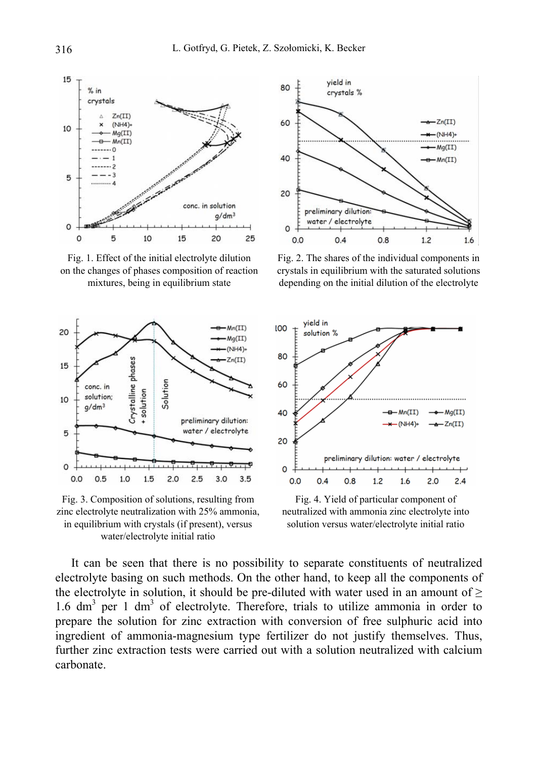Fig. 1. Effect of the initial electrolyte dilution on the changes of phases composition of reaction mixtures, being in equilibrium state

Fig. 2. The shares of the individual components in crystals in equilibrium with the saturated solutions depending on the initial dilution of the electrolyte

Fig. 3. Composition of solutions, resulting from zinc electrolyte neutralization with 25% ammonia, in equilibrium with crystals (if present), versus water/electrolyte initial ratio

Fig. 4. Yield of particular component of neutralized with ammonia zinc electrolyte into solution versus water/electrolyte initial ratio

It can be seen that there is no possibility to separate constituents of neutralized electrolyte basing on such methods. On the other hand, to keep all the components of the electrolyte in solution, it should be pre-diluted with water used in an amount of ≥ 1.6 $dm^3$ per 1 $dm^3$ of electrolyte. Therefore, trials to utilize ammonia in order to prepare the solution for zinc extraction with conversion of free sulphuric acid into ingredient of ammonia-magnesium type fertilizer do not justify themselves. Thus, further zinc extraction tests were carried out with a solution neutralized with calcium carbonate.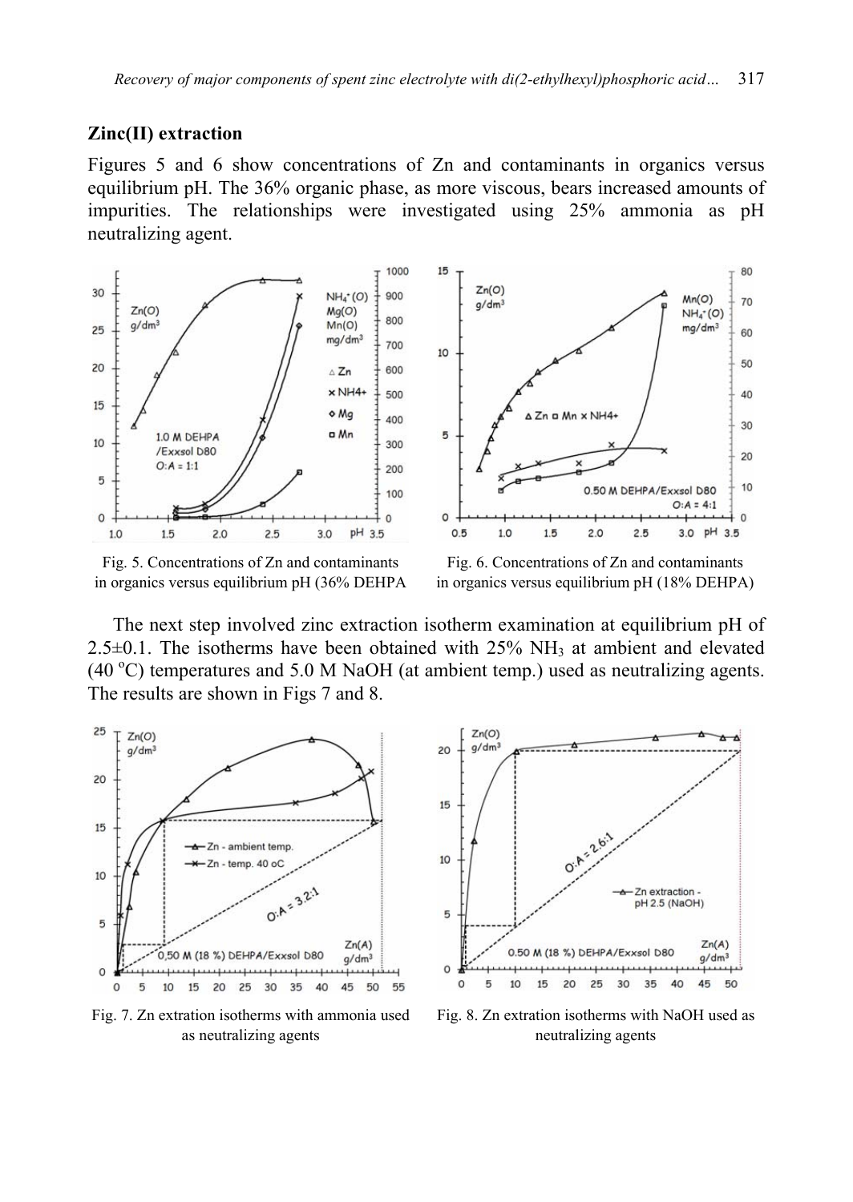### Zinc(II) extraction

Figures 5 and 6 show concentrations of Zn and contaminants in organics versus equilibrium pH. The 36% organic phase, as more viscous, bears increased amounts of impurities. The relationships were investigated using 25% ammonia as pH neutralizing agent.

Fig. 5. Concentrations of Zn and contaminants in organics versus equilibrium pH (36% DEHPA

Fig. 6. Concentrations of Zn and contaminants in organics versus equilibrium pH (18% DEHPA)

The next step involved zinc extraction isotherm examination at equilibrium pH of 2.5±0.1. The isotherms have been obtained with 25% $NH_3$ at ambient and elevated (40 $^oC$) temperatures and 5.0 M NaOH (at ambient temp.) used as neutralizing agents. The results are shown in Figs 7 and 8.

Fig. 7. Zn extration isotherms with ammonia used as neutralizing agents

Fig. 8. Zn extration isotherms with NaOH used as neutralizing agents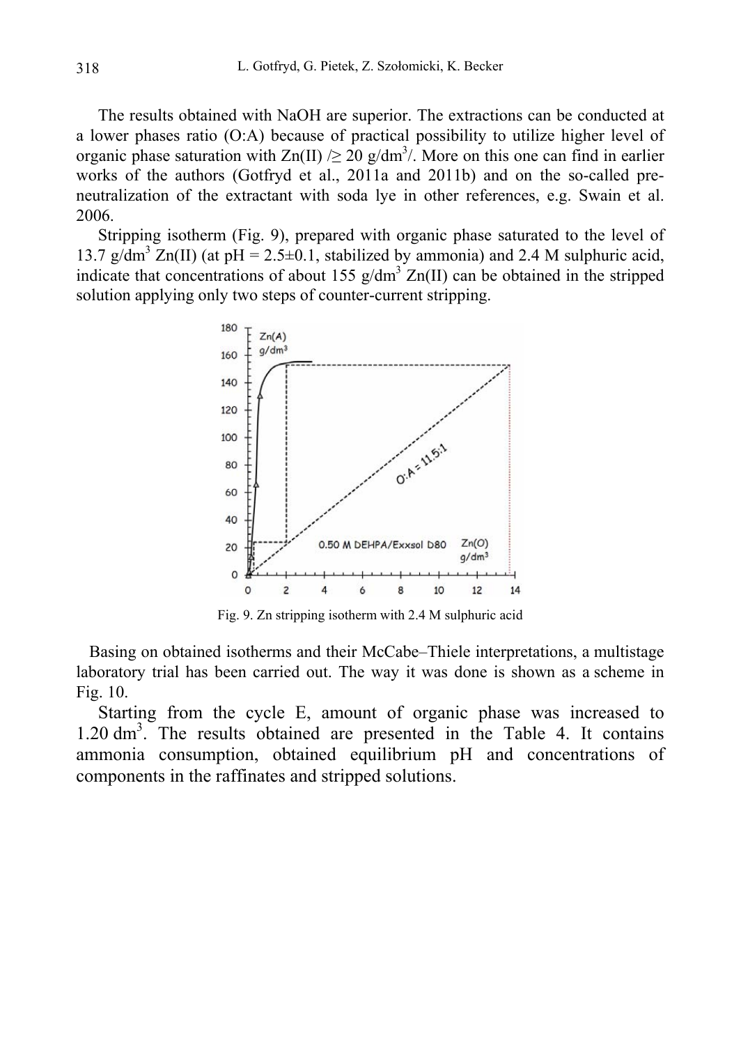The results obtained with NaOH are superior. The extractions can be conducted at a lower phases ratio (O:A) because of practical possibility to utilize higher level of organic phase saturation with Zn(II) /≥ 20 g/dm$^3$/. More on this one can find in earlier works of the authors (Gotfryd et al., 2011a and 2011b) and on the so-called pre-neutralization of the extractant with soda lye in other references, e.g. Swain et al. 2006.

Stripping isotherm (Fig. 9), prepared with organic phase saturated to the level of 13.7 g/dm$^3$ Zn(II) (at pH = 2.5±0.1, stabilized by ammonia) and 2.4 M sulphuric acid, indicate that concentrations of about 155 g/dm$^3$ Zn(II) can be obtained in the stripped solution applying only two steps of counter-current stripping.

Fig. 9. Zn stripping isotherm with 2.4 M sulphuric acid

Basing on obtained isotherms and their McCabe–Thiele interpretations, a multistage laboratory trial has been carried out. The way it was done is shown as a scheme in Fig. 10.

Starting from the cycle E, amount of organic phase was increased to 1.20 dm$^3$. The results obtained are presented in the Table 4. It contains ammonia consumption, obtained equilibrium pH and concentrations of components in the raffinates and stripped solutions.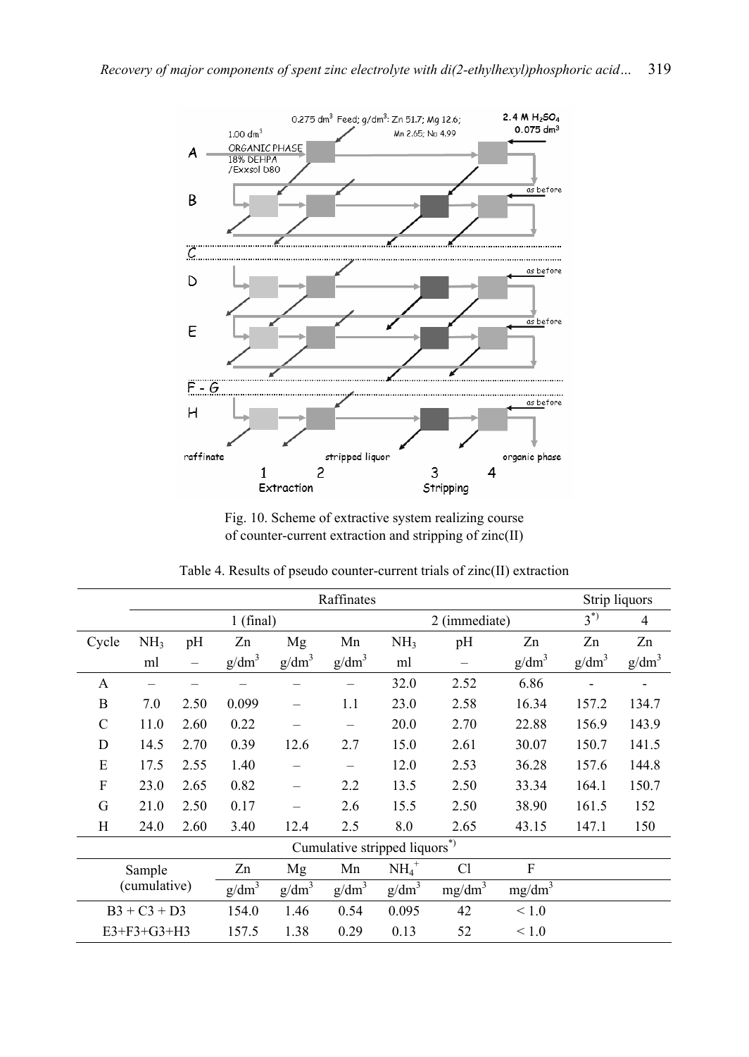Fig. 10. Scheme of extractive system realizing course of counter-current extraction and stripping of zinc(II)

Table 4. Results of pseudo counter-current trials of zinc(II) extraction

| | Raffinates | | | | | | | | Strip liquors | |
|---|---|---|---|---|---|---|---|---|---|---|
| | 1 (final) | | | | | 2 (immediate) | | | $3^{*)}$ | 4 |
| Cycle | $NH_3$ | pH | Zn | Mg | Mn | $NH_3$ | pH | Zn | Zn | Zn |
| | ml | – | $g/dm^3$ | $g/dm^3$ | $g/dm^3$ | ml | – | $g/dm^3$ | $g/dm^3$ | $g/dm^3$ |
| A | – | – | – | – | – | 32.0 | 2.52 | 6.86 | - | - |
| B | 7.0 | 2.50 | 0.099 | – | 1.1 | 23.0 | 2.58 | 16.34 | 157.2 | 134.7 |
| C | 11.0 | 2.60 | 0.22 | – | – | 20.0 | 2.70 | 22.88 | 156.9 | 143.9 |
| D | 14.5 | 2.70 | 0.39 | 12.6 | 2.7 | 15.0 | 2.61 | 30.07 | 150.7 | 141.5 |
| E | 17.5 | 2.55 | 1.40 | – | – | 12.0 | 2.53 | 36.28 | 157.6 | 144.8 |
| F | 23.0 | 2.65 | 0.82 | – | 2.2 | 13.5 | 2.50 | 33.34 | 164.1 | 150.7 |
| G | 21.0 | 2.50 | 0.17 | – | 2.6 | 15.5 | 2.50 | 38.90 | 161.5 | 152 |
| H | 24.0 | 2.60 | 3.40 | 12.4 | 2.5 | 8.0 | 2.65 | 43.15 | 147.1 | 150 |

Cumulative stripped liquors$^{*)}$

| Sample (cumulative) | Zn | Mg | Mn | $NH_4^+$ | Cl | F |
|---|---|---|---|---|---|---|
| | $g/dm^3$ | $g/dm^3$ | $g/dm^3$ | $g/dm^3$ | $mg/dm^3$ | $mg/dm^3$ |
| B3 + C3 + D3 | 154.0 | 1.46 | 0.54 | 0.095 | 42 | < 1.0 |
| E3+F3+G3+H3 | 157.5 | 1.38 | 0.29 | 0.13 | 52 | < 1.0 |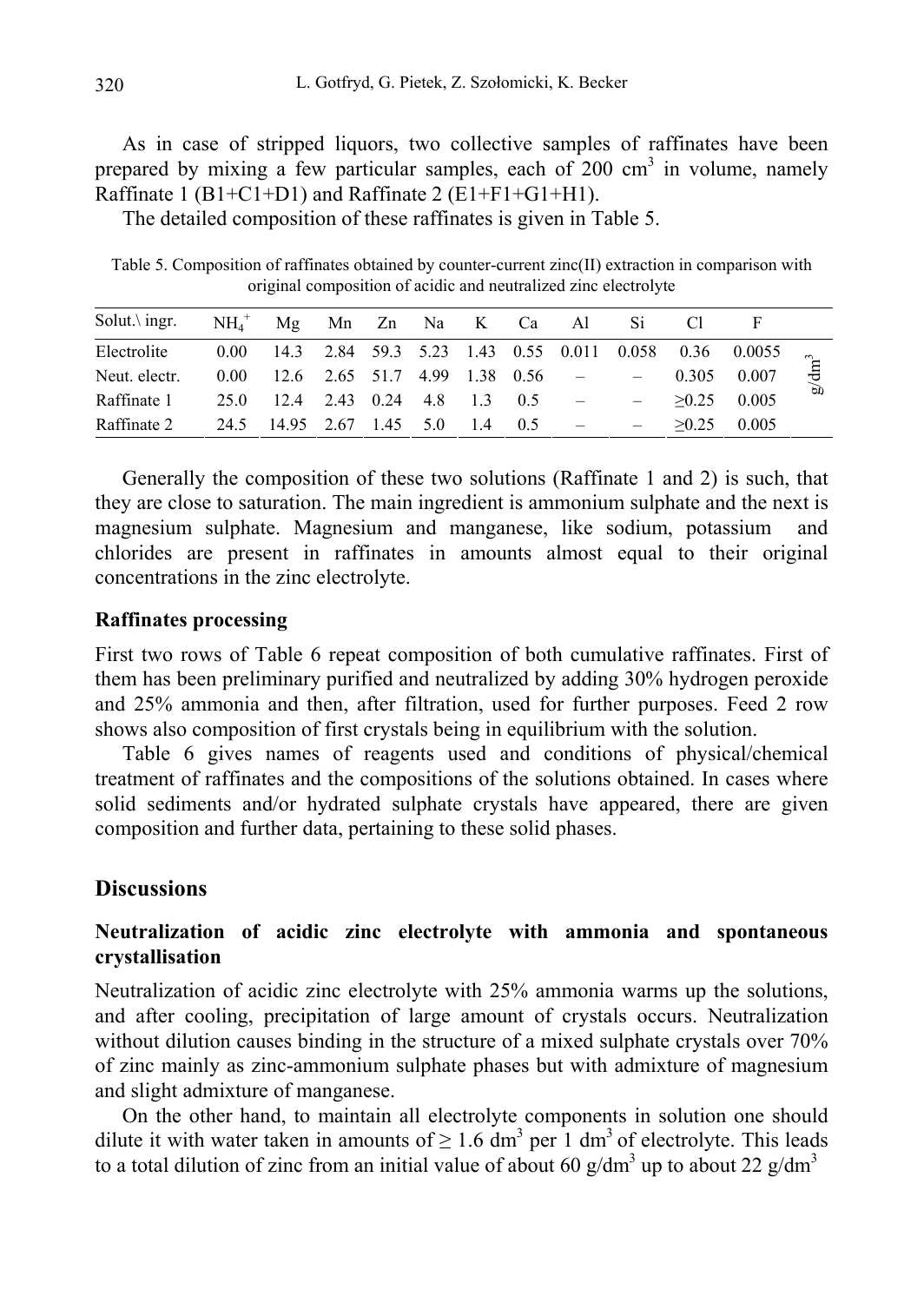As in case of stripped liquors, two collective samples of raffinates have been prepared by mixing a few particular samples, each of 200 $cm^3$ in volume, namely Raffinate 1 (B1+C1+D1) and Raffinate 2 (E1+F1+G1+H1).

The detailed composition of these raffinates is given in Table 5.

Table 5. Composition of raffinates obtained by counter-current zinc(II) extraction in comparison with original composition of acidic and neutralized zinc electrolyte

| Solut.\ ingr. | $NH_4^+$ | Mg | Mn | Zn | Na | K | Ca | Al | Si | Cl | F | |
|---|---|---|---|---|---|---|---|---|---|---|---|---|
| Electrolite | 0.00 | 14.3 | 2.84 | 59.3 | 5.23 | 1.43 | 0.55 | 0.011 | 0.058 | 0.36 | 0.0055 | $g/dm^3$ |
| Neut. electr. | 0.00 | 12.6 | 2.65 | 51.7 | 4.99 | 1.38 | 0.56 | – | – | 0.305 | 0.007 | |
| Raffinate 1 | 25.0 | 12.4 | 2.43 | 0.24 | 4.8 | 1.3 | 0.5 | – | – | ≥0.25 | 0.005 | |
| Raffinate 2 | 24.5 | 14.95 | 2.67 | 1.45 | 5.0 | 1.4 | 0.5 | – | – | ≥0.25 | 0.005 | |

Generally the composition of these two solutions (Raffinate 1 and 2) is such, that they are close to saturation. The main ingredient is ammonium sulphate and the next is magnesium sulphate. Magnesium and manganese, like sodium, potassium and chlorides are present in raffinates in amounts almost equal to their original concentrations in the zinc electrolyte.

### Raffinates processing

First two rows of Table 6 repeat composition of both cumulative raffinates. First of them has been preliminary purified and neutralized by adding 30% hydrogen peroxide and 25% ammonia and then, after filtration, used for further purposes. Feed 2 row shows also composition of first crystals being in equilibrium with the solution.

Table 6 gives names of reagents used and conditions of physical/chemical treatment of raffinates and the compositions of the solutions obtained. In cases where solid sediments and/or hydrated sulphate crystals have appeared, there are given composition and further data, pertaining to these solid phases.

## Discussions

### Neutralization of acidic zinc electrolyte with ammonia and spontaneous crystallisation

Neutralization of acidic zinc electrolyte with 25% ammonia warms up the solutions, and after cooling, precipitation of large amount of crystals occurs. Neutralization without dilution causes binding in the structure of a mixed sulphate crystals over 70% of zinc mainly as zinc-ammonium sulphate phases but with admixture of magnesium and slight admixture of manganese.

On the other hand, to maintain all electrolyte components in solution one should dilute it with water taken in amounts of ≥ 1.6 $dm^3$ per 1 $dm^3$ of electrolyte. This leads to a total dilution of zinc from an initial value of about 60 $g/dm^3$ up to about 22 $g/dm^3$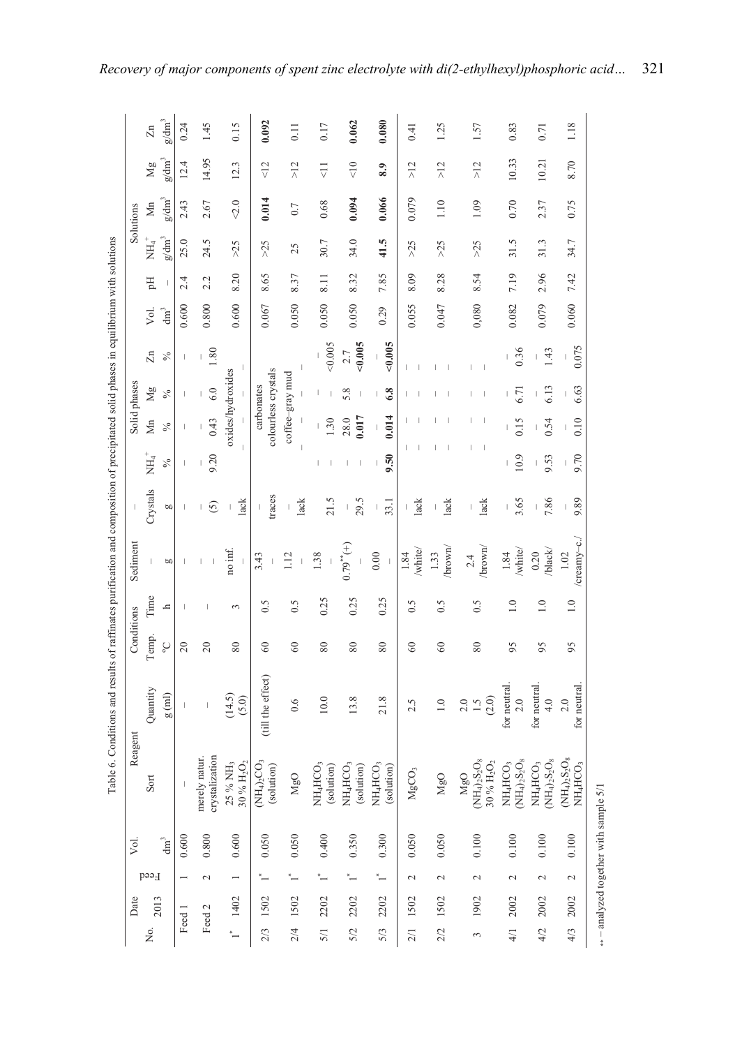Table 6. Conditions and results of raffinates purification and composition of precipitated solid phases in equilibrium with solutions

| No. | Date 2013 | Feed | Vol. | Reagent | | Conditions | | Sediment | – | Solid phases | | | | Solutions | | | | | |
|---|---|---|---|---|---|---|---|---|---|---|---|---|---|---|---|---|---|---|---|
| | | | $dm^3$ | Sort | Quantity g (ml) | Temp. °C | Time h | – g | Crystals g | $NH_4^+$ % | Mn % | Mg % | Zn % | Vol. $dm^3$ | pH – | $NH_4^+$ $g/dm^3$ | Mn $g/dm^3$ | Mg $g/dm^3$ | Zn $g/dm^3$ |
| Feed 1 | | 1 | 0.600 | – | – | 20 | – | – | – | – | – | – | – | 0.600 | 2.4 | 25.0 | 2.43 | 12.4 | 0.24 |
| Feed 2 | | 2 | 0.800 | merely natur. crystallization | – | 20 | – | – | (5) | 9.20 | 0.43 | 6.0 | 1.80 | 0.800 | 2.2 | 24.5 | 2.67 | 14.95 | 1.45 |
| 1* | 1402 | 1 | 0.600 | 25 % $NH_3$ <br> 30 % $H_2O_2$ | (14.5) <br> (5.0) | 80 | 3 | no inf. | lack | oxides/hydroxides | | | | 0.600 | 8.20 | >25 | <2.0 | 12.3 | 0.15 |
| 2/3 | 1502 | 1* | 0.050 | $(NH_4)_2CO_3$ (solution) | (till the effect) | 60 | 0.5 | 3.43 | traces | carbonates colourless crystals | | | | 0.067 | 8.65 | >25 | **0.014** | <12 | **0.092** |
| 2/4 | 1502 | 1* | 0.050 | MgO | 0.6 | 60 | 0.5 | 1.12 | lack | coffee-gray mud | | | | 0.050 | 8.37 | 25 | 0.7 | >12 | 0.11 |
| 5/1 | 2202 | 1* | 0.400 | $NH_4HCO_3$ (solution) | 10.0 | 80 | 0.25 | 1.38 | 21.5 | – | 1.30 | – | <0.005 | 0.050 | 8.11 | 30.7 | 0.68 | <11 | 0.17 |
| 5/2 | 2202 | 1* | 0.350 | $NH_4HCO_3$ (solution) | 13.8 | 80 | 0.25 | 0.79**(+) | 29.5 | – | 28.0 <br> **0.017** | 5.8 <br> – | 2.7 <br> **<0.005** | 0.050 | 8.32 | 34.0 | **0.094** | <10 | **0.062** |
| 5/3 | 2202 | 1* | 0.300 | $NH_4HCO_3$ (solution) | 21.8 | 80 | 0.25 | 0.00 | 33.1 | **9.50** | **0.014** | **6.8** | **<0.005** | 0.29 | 7.85 | **41.5** | **0.066** | **8.9** | **0.080** |
| 2/1 | 1502 | 2 | 0.050 | $MgCO_3$ | 2.5 | 60 | 0.5 | 1.84 /white/ | lack | – | – | – | – | 0.055 | 8.09 | >25 | 0.079 | >12 | 0.41 |
| 2/2 | 1502 | 2 | 0.050 | MgO | 1.0 | 60 | 0.5 | 1.33 /brown/ | lack | – | – | – | – | 0.047 | 8.28 | >25 | 1.10 | >12 | 1.25 |
| 3 | 1902 | 2 | 0.100 | MgO <br> $(NH_4)_2S_2O_8$ <br> 30 % $H_2O_2$ | 2.0 <br> 1.5 <br> (2.0) | 80 | 0.5 | 2.4 /brown/ | lack | – | – | – | – | 0,080 | 8.54 | >25 | 1.09 | >12 | 1.57 |
| 4/1 | 2002 | 2 | 0.100 | $NH_4HCO_3$ <br> $(NH_4)_2S_2O_8$ | for neutral. <br> 2.0 | 95 | 1.0 | 1.84 /white/ | 3.65 | 10.9 | 0.15 | 6.71 | 0.36 | 0.082 | 7.19 | 31.5 | 0.70 | 10.33 | 0.83 |
| 4/2 | 2002 | 2 | 0.100 | $NH_4HCO_3$ <br> $(NH_4)_2S_2O_8$ | for neutral. <br> 4.0 | 95 | 1.0 | 0.20 /black/ | 7.86 | 9.53 | 0.54 | 6.13 | 1.43 | 0.079 | 2.96 | 31.3 | 2.37 | 10.21 | 0.71 |
| 4/3 | 2002 | 2 | 0.100 | $(NH_4)_2S_2O_8$ <br> $NH_4HCO_3$ | 2.0 <br> for neutral. | 95 | 1.0 | 1.02 /creamy–c./ | 9.89 | 9.70 | 0.10 | 6.63 | 0.075 | 0.060 | 7.42 | 34.7 | 0.75 | 8.70 | 1.18 |

** – analyzed together with sample 5/1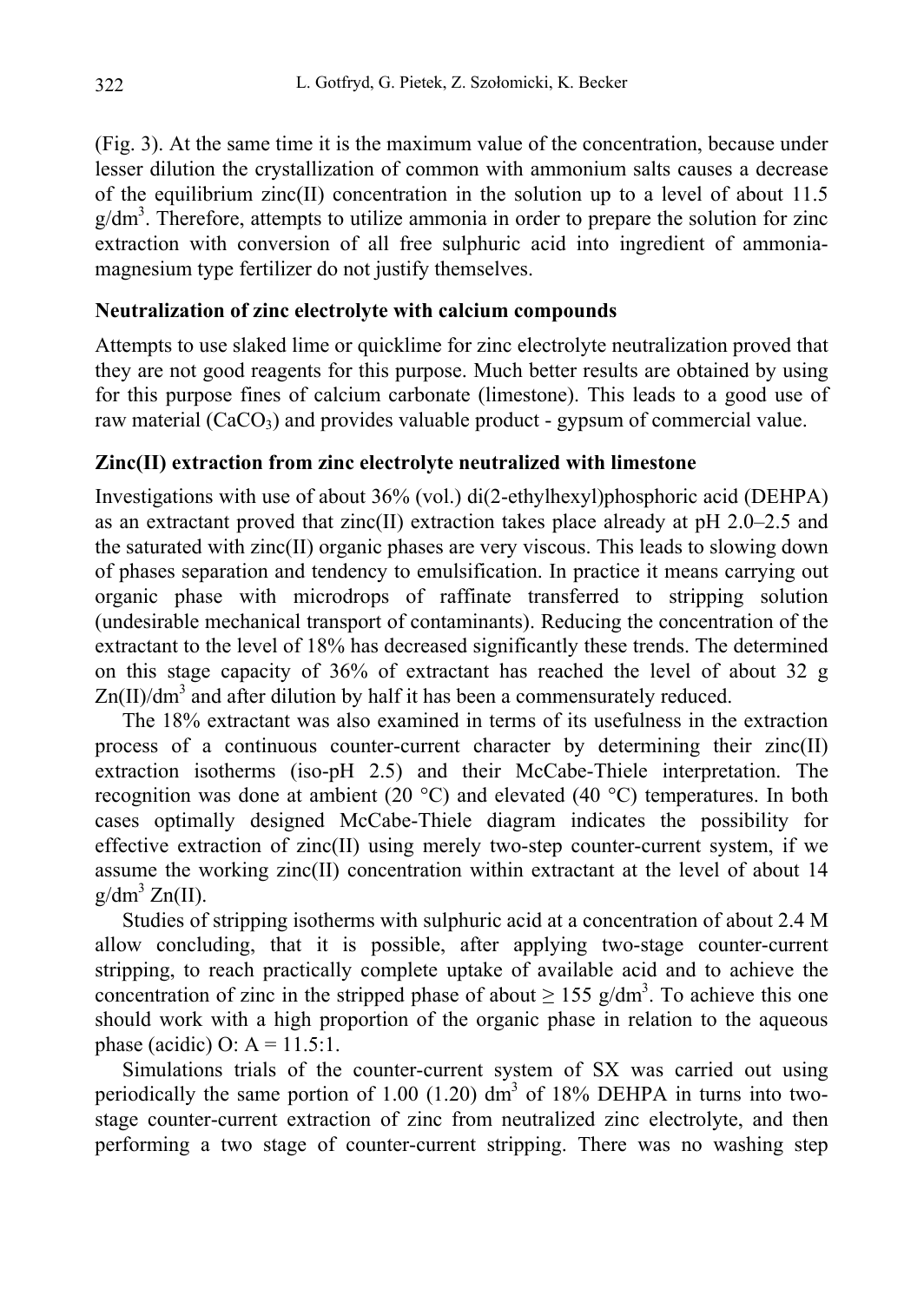(Fig. 3). At the same time it is the maximum value of the concentration, because under lesser dilution the crystallization of common with ammonium salts causes a decrease of the equilibrium zinc(II) concentration in the solution up to a level of about 11.5 g/dm$^3$. Therefore, attempts to utilize ammonia in order to prepare the solution for zinc extraction with conversion of all free sulphuric acid into ingredient of ammonia-magnesium type fertilizer do not justify themselves.

**Neutralization of zinc electrolyte with calcium compounds**

Attempts to use slaked lime or quicklime for zinc electrolyte neutralization proved that they are not good reagents for this purpose. Much better results are obtained by using for this purpose fines of calcium carbonate (limestone). This leads to a good use of raw material ($CaCO_3$) and provides valuable product - gypsum of commercial value.

**Zinc(II) extraction from zinc electrolyte neutralized with limestone**

Investigations with use of about 36% (vol.) di(2-ethylhexyl)phosphoric acid (DEHPA) as an extractant proved that zinc(II) extraction takes place already at pH 2.0–2.5 and the saturated with zinc(II) organic phases are very viscous. This leads to slowing down of phases separation and tendency to emulsification. In practice it means carrying out organic phase with microdrops of raffinate transferred to stripping solution (undesirable mechanical transport of contaminants). Reducing the concentration of the extractant to the level of 18% has decreased significantly these trends. The determined on this stage capacity of 36% of extractant has reached the level of about 32 g Zn(II)/dm$^3$ and after dilution by half it has been a commensurately reduced.

The 18% extractant was also examined in terms of its usefulness in the extraction process of a continuous counter-current character by determining their zinc(II) extraction isotherms (iso-pH 2.5) and their McCabe-Thiele interpretation. The recognition was done at ambient (20 °C) and elevated (40 °C) temperatures. In both cases optimally designed McCabe-Thiele diagram indicates the possibility for effective extraction of zinc(II) using merely two-step counter-current system, if we assume the working zinc(II) concentration within extractant at the level of about 14 g/dm$^3$ Zn(II).

Studies of stripping isotherms with sulphuric acid at a concentration of about 2.4 M allow concluding, that it is possible, after applying two-stage counter-current stripping, to reach practically complete uptake of available acid and to achieve the concentration of zinc in the stripped phase of about ≥ 155 g/dm$^3$. To achieve this one should work with a high proportion of the organic phase in relation to the aqueous phase (acidic) O: A = 11.5:1.

Simulations trials of the counter-current system of SX was carried out using periodically the same portion of 1.00 (1.20) dm$^3$ of 18% DEHPA in turns into two-stage counter-current extraction of zinc from neutralized zinc electrolyte, and then performing a two stage of counter-current stripping. There was no washing step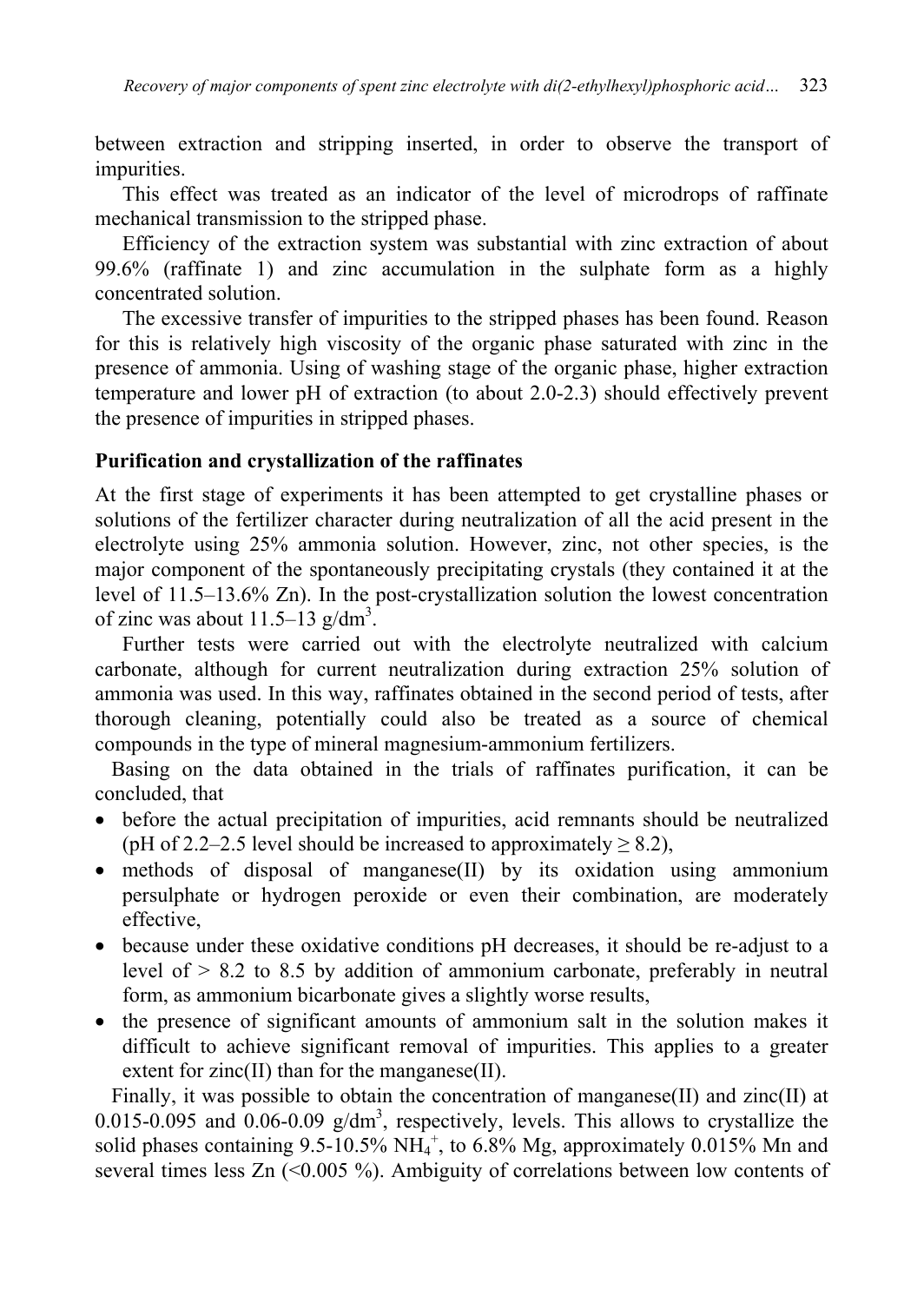between extraction and stripping inserted, in order to observe the transport of impurities.

This effect was treated as an indicator of the level of microdrops of raffinate mechanical transmission to the stripped phase.

Efficiency of the extraction system was substantial with zinc extraction of about 99.6% (raffinate 1) and zinc accumulation in the sulphate form as a highly concentrated solution.

The excessive transfer of impurities to the stripped phases has been found. Reason for this is relatively high viscosity of the organic phase saturated with zinc in the presence of ammonia. Using of washing stage of the organic phase, higher extraction temperature and lower pH of extraction (to about 2.0-2.3) should effectively prevent the presence of impurities in stripped phases.

### Purification and crystallization of the raffinates

At the first stage of experiments it has been attempted to get crystalline phases or solutions of the fertilizer character during neutralization of all the acid present in the electrolyte using 25% ammonia solution. However, zinc, not other species, is the major component of the spontaneously precipitating crystals (they contained it at the level of 11.5–13.6% Zn). In the post-crystallization solution the lowest concentration of zinc was about 11.5–13 g/dm$^3$.

Further tests were carried out with the electrolyte neutralized with calcium carbonate, although for current neutralization during extraction 25% solution of ammonia was used. In this way, raffinates obtained in the second period of tests, after thorough cleaning, potentially could also be treated as a source of chemical compounds in the type of mineral magnesium-ammonium fertilizers.

Basing on the data obtained in the trials of raffinates purification, it can be concluded, that

- before the actual precipitation of impurities, acid remnants should be neutralized (pH of 2.2–2.5 level should be increased to approximately $\geq$ 8.2),
- methods of disposal of manganese(II) by its oxidation using ammonium persulphate or hydrogen peroxide or even their combination, are moderately effective,
- because under these oxidative conditions pH decreases, it should be re-adjust to a level of > 8.2 to 8.5 by addition of ammonium carbonate, preferably in neutral form, as ammonium bicarbonate gives a slightly worse results,
- the presence of significant amounts of ammonium salt in the solution makes it difficult to achieve significant removal of impurities. This applies to a greater extent for zinc(II) than for the manganese(II).

Finally, it was possible to obtain the concentration of manganese(II) and zinc(II) at 0.015-0.095 and 0.06-0.09 g/dm$^3$, respectively, levels. This allows to crystallize the solid phases containing 9.5-10.5% $NH_4^+$, to 6.8% Mg, approximately 0.015% Mn and several times less Zn (<0.005 %). Ambiguity of correlations between low contents of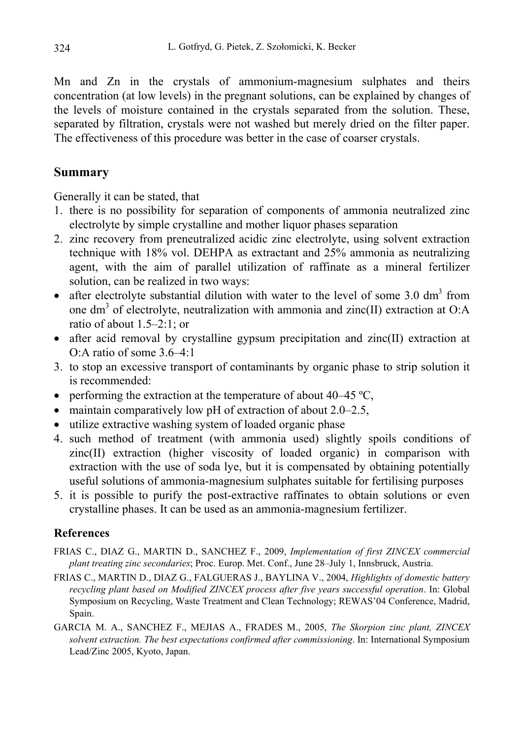Mn and Zn in the crystals of ammonium-magnesium sulphates and theirs concentration (at low levels) in the pregnant solutions, can be explained by changes of the levels of moisture contained in the crystals separated from the solution. These, separated by filtration, crystals were not washed but merely dried on the filter paper. The effectiveness of this procedure was better in the case of coarser crystals.

## Summary

Generally it can be stated, that

1. there is no possibility for separation of components of ammonia neutralized zinc electrolyte by simple crystalline and mother liquor phases separation
2. zinc recovery from preneutralized acidic zinc electrolyte, using solvent extraction technique with 18% vol. DEHPA as extractant and 25% ammonia as neutralizing agent, with the aim of parallel utilization of raffinate as a mineral fertilizer solution, can be realized in two ways:
   - after electrolyte substantial dilution with water to the level of some 3.0 $dm^3$ from one $dm^3$ of electrolyte, neutralization with ammonia and zinc(II) extraction at O:A ratio of about 1.5–2:1; or
   - after acid removal by crystalline gypsum precipitation and zinc(II) extraction at O:A ratio of some 3.6–4:1
3. to stop an excessive transport of contaminants by organic phase to strip solution it is recommended:
   - performing the extraction at the temperature of about 40–45 ºC,
   - maintain comparatively low pH of extraction of about 2.0–2.5,
   - utilize extractive washing system of loaded organic phase
4. such method of treatment (with ammonia used) slightly spoils conditions of zinc(II) extraction (higher viscosity of loaded organic) in comparison with extraction with the use of soda lye, but it is compensated by obtaining potentially useful solutions of ammonia-magnesium sulphates suitable for fertilising purposes
5. it is possible to purify the post-extractive raffinates to obtain solutions or even crystalline phases. It can be used as an ammonia-magnesium fertilizer.

### References

FRIAS C., DIAZ G., MARTIN D., SANCHEZ F., 2009, *Implementation of first ZINCEX commercial plant treating zinc secondaries*; Proc. Europ. Met. Conf., June 28–July 1, Innsbruck, Austria.

FRIAS C., MARTIN D., DIAZ G., FALGUERAS J., BAYLINA V., 2004, *Highlights of domestic battery recycling plant based on Modified ZINCEX process after five years successful operation*. In: Global Symposium on Recycling, Waste Treatment and Clean Technology; REWAS'04 Conference, Madrid, Spain.

GARCIA M. A., SANCHEZ F., MEJIAS A., FRADES M., 2005, *The Skorpion zinc plant, ZINCEX solvent extraction. The best expectations confirmed after commissioning*. In: International Symposium Lead/Zinc 2005, Kyoto, Japan.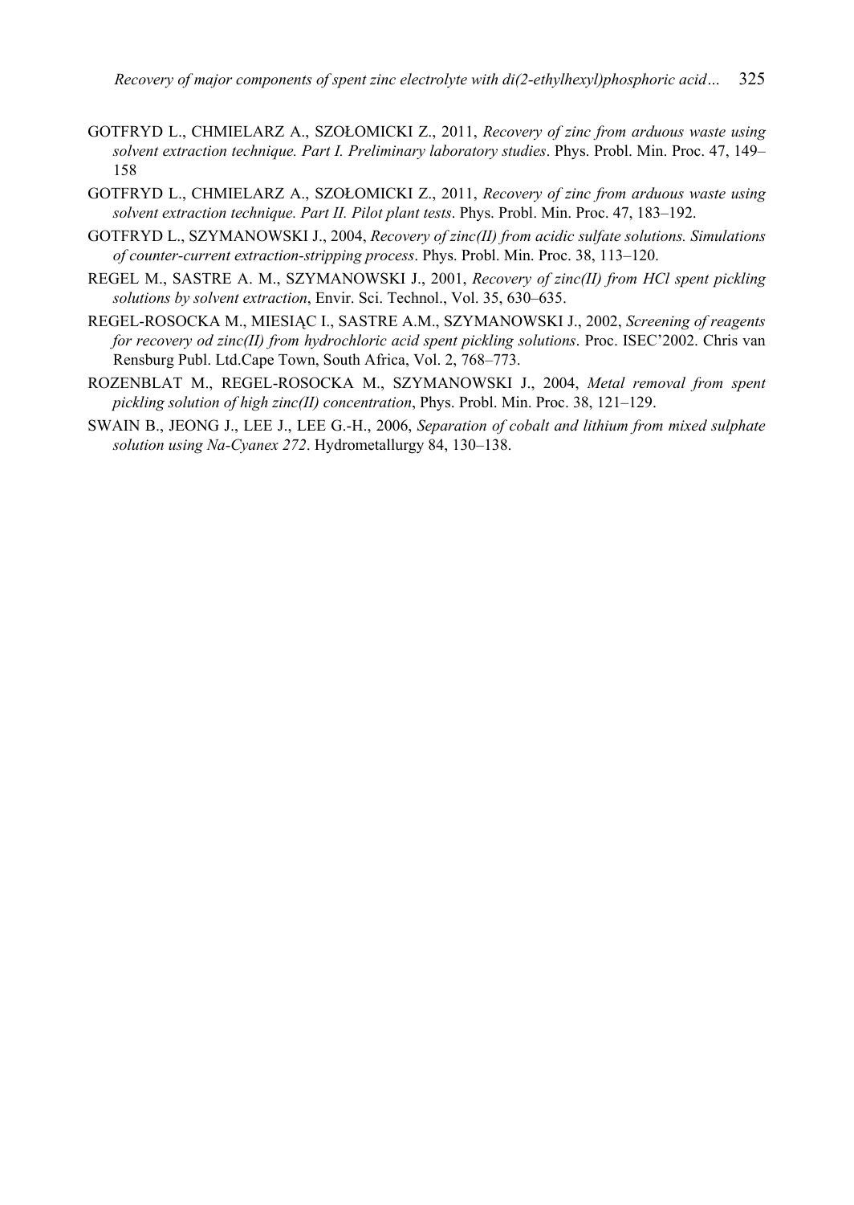GOTFRYD L., CHMIELARZ A., SZOŁOMICKI Z., 2011, *Recovery of zinc from arduous waste using solvent extraction technique. Part I. Preliminary laboratory studies*. Phys. Probl. Min. Proc. 47, 149–158

GOTFRYD L., CHMIELARZ A., SZOŁOMICKI Z., 2011, *Recovery of zinc from arduous waste using solvent extraction technique. Part II. Pilot plant tests*. Phys. Probl. Min. Proc. 47, 183–192.

GOTFRYD L., SZYMANOWSKI J., 2004, *Recovery of zinc(II) from acidic sulfate solutions. Simulations of counter-current extraction-stripping process*. Phys. Probl. Min. Proc. 38, 113–120.

REGEL M., SASTRE A. M., SZYMANOWSKI J., 2001, *Recovery of zinc(II) from HCl spent pickling solutions by solvent extraction*, Envir. Sci. Technol., Vol. 35, 630–635.

REGEL-ROSOCKA M., MIESIĄC I., SASTRE A.M., SZYMANOWSKI J., 2002, *Screening of reagents for recovery od zinc(II) from hydrochloric acid spent pickling solutions*. Proc. ISEC'2002. Chris van Rensburg Publ. Ltd.Cape Town, South Africa, Vol. 2, 768–773.

ROZENBLAT M., REGEL-ROSOCKA M., SZYMANOWSKI J., 2004, *Metal removal from spent pickling solution of high zinc(II) concentration*, Phys. Probl. Min. Proc. 38, 121–129.

SWAIN B., JEONG J., LEE J., LEE G.-H., 2006, *Separation of cobalt and lithium from mixed sulphate solution using Na-Cyanex 272*. Hydrometallurgy 84, 130–138.